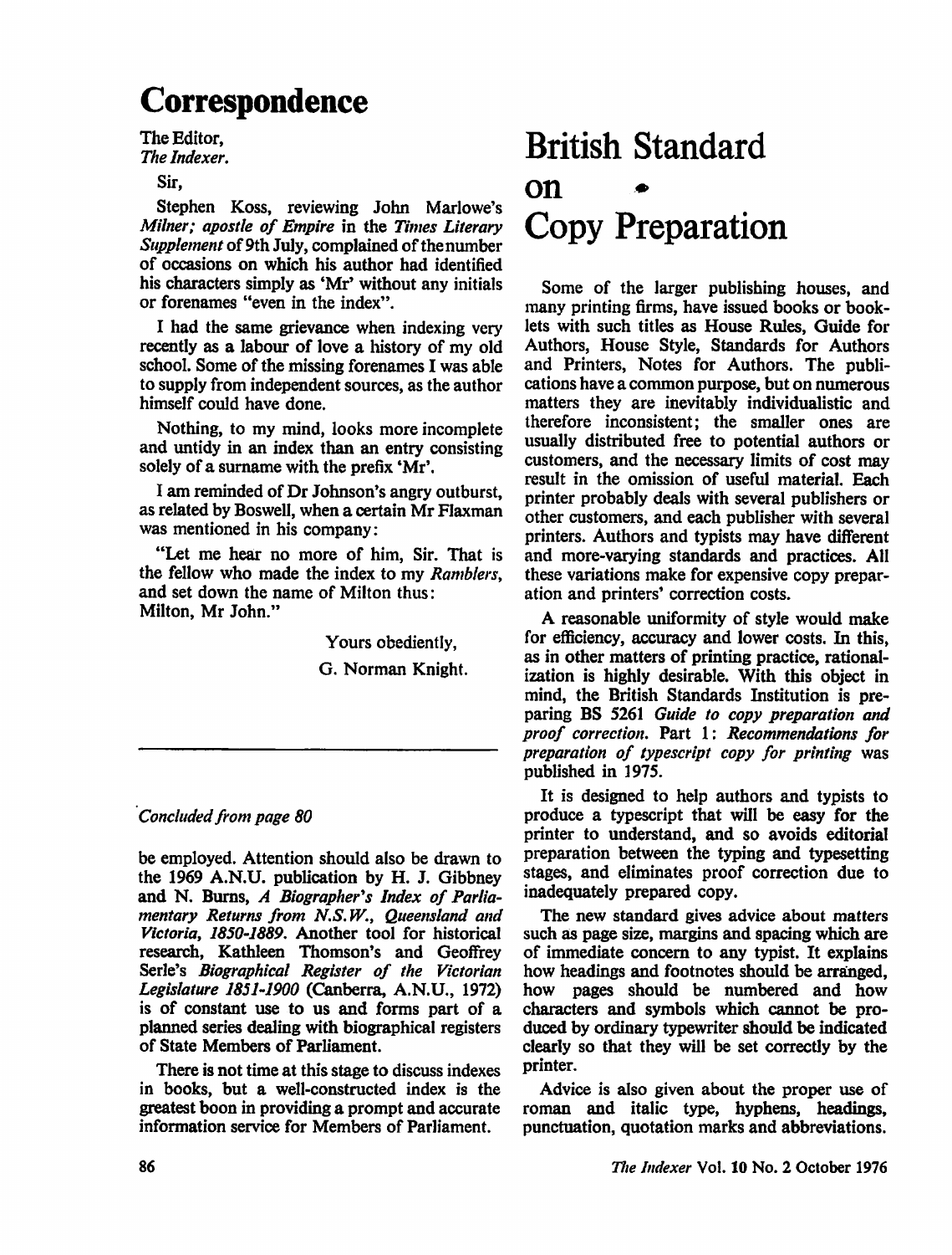# Correspondence

The Editor,
*The Indexer.*

Sir,

Stephen Koss, reviewing John Marlowe's *Milner; apostle of Empire* in the *Times Literary Supplement* of 9th July, complained of the number of occasions on which his author had identified his characters simply as 'Mr' without any initials or forenames "even in the index".

I had the same grievance when indexing very recently as a labour of love a history of my old school. Some of the missing forenames I was able to supply from independent sources, as the author himself could have done.

Nothing, to my mind, looks more incomplete and untidy in an index than an entry consisting solely of a surname with the prefix 'Mr'.

I am reminded of Dr Johnson's angry outburst, as related by Boswell, when a certain Mr Flaxman was mentioned in his company:

"Let me hear no more of him, Sir. That is the fellow who made the index to my *Ramblers*, and set down the name of Milton thus:
Milton, Mr John."

Yours obediently,

G. Norman Knight.

---

*Concluded from page 80*

be employed. Attention should also be drawn to the 1969 A.N.U. publication by H. J. Gibbney and N. Burns, *A Biographer's Index of Parliamentary Returns from N.S.W., Queensland and Victoria, 1850-1889*. Another tool for historical research, Kathleen Thomson's and Geoffrey Serle's *Biographical Register of the Victorian Legislature 1851-1900* (Canberra, A.N.U., 1972) is of constant use to us and forms part of a planned series dealing with biographical registers of State Members of Parliament.

There is not time at this stage to discuss indexes in books, but a well-constructed index is the greatest boon in providing a prompt and accurate information service for Members of Parliament.

# British Standard on Copy Preparation

Some of the larger publishing houses, and many printing firms, have issued books or booklets with such titles as House Rules, Guide for Authors, House Style, Standards for Authors and Printers, Notes for Authors. The publications have a common purpose, but on numerous matters they are inevitably individualistic and therefore inconsistent; the smaller ones are usually distributed free to potential authors or customers, and the necessary limits of cost may result in the omission of useful material. Each printer probably deals with several publishers or other customers, and each publisher with several printers. Authors and typists may have different and more-varying standards and practices. All these variations make for expensive copy preparation and printers' correction costs.

A reasonable uniformity of style would make for efficiency, accuracy and lower costs. In this, as in other matters of printing practice, rationalization is highly desirable. With this object in mind, the British Standards Institution is preparing BS 5261 *Guide to copy preparation and proof correction*. Part 1: *Recommendations for preparation of typescript copy for printing* was published in 1975.

It is designed to help authors and typists to produce a typescript that will be easy for the printer to understand, and so avoids editorial preparation between the typing and typesetting stages, and eliminates proof correction due to inadequately prepared copy.

The new standard gives advice about matters such as page size, margins and spacing which are of immediate concern to any typist. It explains how headings and footnotes should be arranged, how pages should be numbered and how characters and symbols which cannot be produced by ordinary typewriter should be indicated clearly so that they will be set correctly by the printer.

Advice is also given about the proper use of roman and italic type, hyphens, headings, punctuation, quotation marks and abbreviations.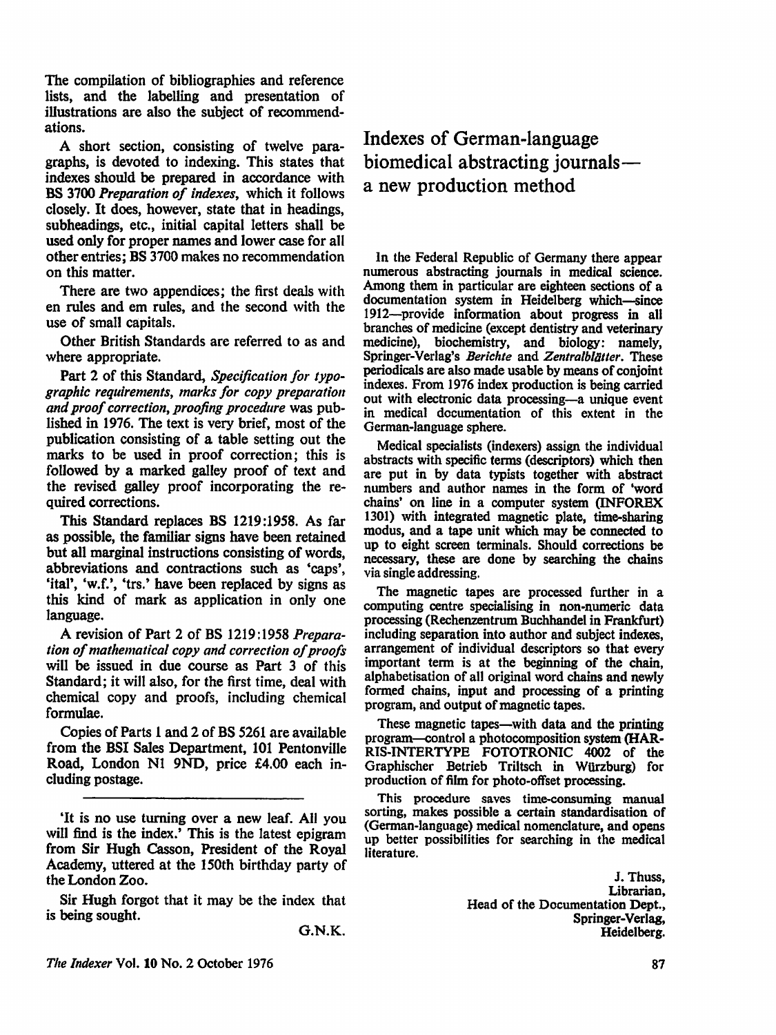The compilation of bibliographies and reference lists, and the labelling and presentation of illustrations are also the subject of recommendations.

A short section, consisting of twelve paragraphs, is devoted to indexing. This states that indexes should be prepared in accordance with BS 3700 *Preparation of indexes*, which it follows closely. It does, however, state that in headings, subheadings, etc., initial capital letters shall be used only for proper names and lower case for all other entries; BS 3700 makes no recommendation on this matter.

There are two appendices; the first deals with en rules and em rules, and the second with the use of small capitals.

Other British Standards are referred to as and where appropriate.

Part 2 of this Standard, *Specification for typographic requirements, marks for copy preparation and proof correction, proofing procedure* was published in 1976. The text is very brief, most of the publication consisting of a table setting out the marks to be used in proof correction; this is followed by a marked galley proof of text and the revised galley proof incorporating the required corrections.

This Standard replaces BS 1219:1958. As far as possible, the familiar signs have been retained but all marginal instructions consisting of words, abbreviations and contractions such as 'caps', 'ital', 'w.f.', 'trs.' have been replaced by signs as this kind of mark as application in only one language.

A revision of Part 2 of BS 1219:1958 *Preparation of mathematical copy and correction of proofs* will be issued in due course as Part 3 of this Standard; it will also, for the first time, deal with chemical copy and proofs, including chemical formulae.

Copies of Parts 1 and 2 of BS 5261 are available from the BSI Sales Department, 101 Pentonville Road, London N1 9ND, price £4.00 each including postage.

---

'It is no use turning over a new leaf. All you will find is the index.' This is the latest epigram from Sir Hugh Casson, President of the Royal Academy, uttered at the 150th birthday party of the London Zoo.

Sir Hugh forgot that it may be the index that is being sought.

G.N.K.

# Indexes of German-language biomedical abstracting journals—a new production method

In the Federal Republic of Germany there appear numerous abstracting journals in medical science. Among them in particular are eighteen sections of a documentation system in Heidelberg which—since 1912—provide information about progress in all branches of medicine (except dentistry and veterinary medicine), biochemistry, and biology: namely, Springer-Verlag's *Berichte* and *Zentralblätter*. These periodicals are also made usable by means of conjoint indexes. From 1976 index production is being carried out with electronic data processing—a unique event in medical documentation of this extent in the German-language sphere.

Medical specialists (indexers) assign the individual abstracts with specific terms (descriptors) which then are put in by data typists together with abstract numbers and author names in the form of 'word chains' on line in a computer system (INFOREX 1301) with integrated magnetic plate, time-sharing modus, and a tape unit which may be connected to up to eight screen terminals. Should corrections be necessary, these are done by searching the chains via single addressing.

The magnetic tapes are processed further in a computing centre specialising in non-numeric data processing (Rechenzentrum Buchhandel in Frankfurt) including separation into author and subject indexes, arrangement of individual descriptors so that every important term is at the beginning of the chain, alphabetisation of all original word chains and newly formed chains, input and processing of a printing program, and output of magnetic tapes.

These magnetic tapes—with data and the printing program—control a photocomposition system (HARRIS-INTERTYPE FOTOTRONIC 4002 of the Graphischer Betrieb Triltsch in Würzburg) for production of film for photo-offset processing.

This procedure saves time-consuming manual sorting, makes possible a certain standardisation of (German-language) medical nomenclature, and opens up better possibilities for searching in the medical literature.

J. Thuss,
Librarian,
Head of the Documentation Dept.,
Springer-Verlag,
Heidelberg.